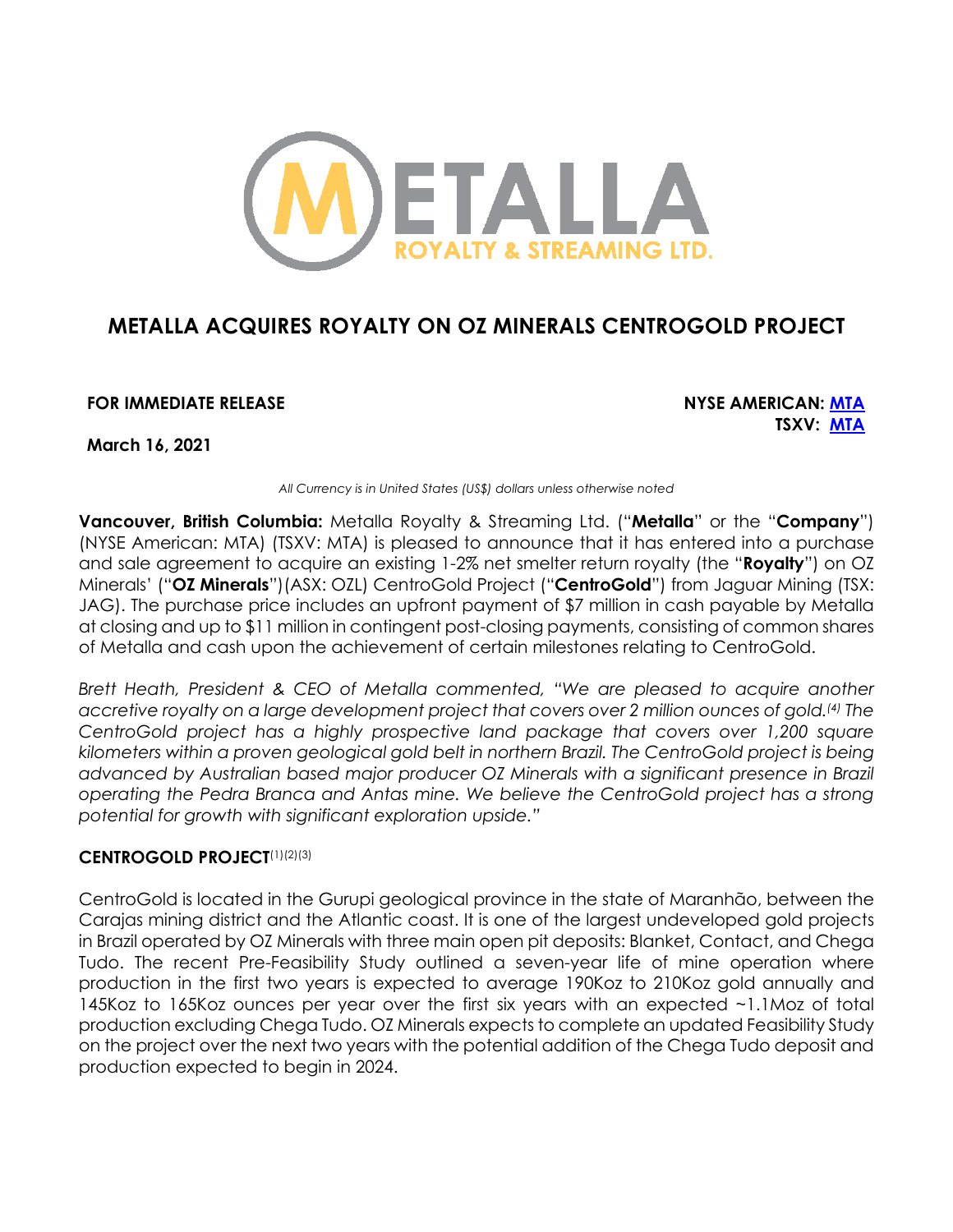# METALLA ACQUIRES ROYALTY ON OZ MINERALS CENTROGOLD PROJECT

**FOR IMMEDIATE RELEASE**

**NYSE AMERICAN: MTA**
**TSXV: MTA**

**March 16, 2021**

*All Currency is in United States (US$) dollars unless otherwise noted*

**Vancouver, British Columbia:** Metalla Royalty & Streaming Ltd. ("**Metalla**" or the "**Company**") (NYSE American: MTA) (TSXV: MTA) is pleased to announce that it has entered into a purchase and sale agreement to acquire an existing 1-2% net smelter return royalty (the "**Royalty**") on OZ Minerals' ("**OZ Minerals**")(ASX: OZL) CentroGold Project ("**CentroGold**") from Jaguar Mining (TSX: JAG). The purchase price includes an upfront payment of $7 million in cash payable by Metalla at closing and up to $11 million in contingent post-closing payments, consisting of common shares of Metalla and cash upon the achievement of certain milestones relating to CentroGold.

*Brett Heath, President & CEO of Metalla commented, "We are pleased to acquire another accretive royalty on a large development project that covers over 2 million ounces of gold.[4] The CentroGold project has a highly prospective land package that covers over 1,200 square kilometers within a proven geological gold belt in northern Brazil. The CentroGold project is being advanced by Australian based major producer OZ Minerals with a significant presence in Brazil operating the Pedra Branca and Antas mine. We believe the CentroGold project has a strong potential for growth with significant exploration upside."*

## CENTROGOLD PROJECT[1][2][3]

CentroGold is located in the Gurupi geological province in the state of Maranhão, between the Carajas mining district and the Atlantic coast. It is one of the largest undeveloped gold projects in Brazil operated by OZ Minerals with three main open pit deposits: Blanket, Contact, and Chega Tudo. The recent Pre-Feasibility Study outlined a seven-year life of mine operation where production in the first two years is expected to average 190Koz to 210Koz gold annually and 145Koz to 165Koz ounces per year over the first six years with an expected ~1.1Moz of total production excluding Chega Tudo. OZ Minerals expects to complete an updated Feasibility Study on the project over the next two years with the potential addition of the Chega Tudo deposit and production expected to begin in 2024.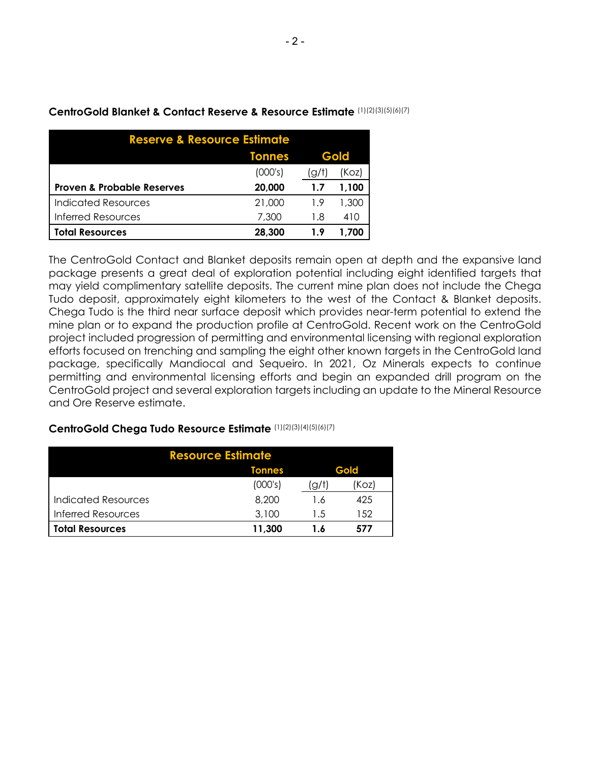**CentroGold Blanket & Contact Reserve & Resource Estimate** (1)(2)(3)(5)(6)(7)

| Reserve & Resource Estimate | Tonnes | Gold | |
|---|---|---|---|
| | (000's) | (g/t) | (Koz) |
| **Proven & Probable Reserves** | **20,000** | **1.7** | **1,100** |
| Indicated Resources | 21,000 | 1.9 | 1,300 |
| Inferred Resources | 7,300 | 1.8 | 410 |
| **Total Resources** | **28,300** | **1.9** | **1,700** |

The CentroGold Contact and Blanket deposits remain open at depth and the expansive land package presents a great deal of exploration potential including eight identified targets that may yield complimentary satellite deposits. The current mine plan does not include the Chega Tudo deposit, approximately eight kilometers to the west of the Contact & Blanket deposits. Chega Tudo is the third near surface deposit which provides near-term potential to extend the mine plan or to expand the production profile at CentroGold. Recent work on the CentroGold project included progression of permitting and environmental licensing with regional exploration efforts focused on trenching and sampling the eight other known targets in the CentroGold land package, specifically Mandiocal and Sequeiro. In 2021, Oz Minerals expects to continue permitting and environmental licensing efforts and begin an expanded drill program on the CentroGold project and several exploration targets including an update to the Mineral Resource and Ore Reserve estimate.

**CentroGold Chega Tudo Resource Estimate** (1)(2)(3)(4)(5)(6)(7)

| Resource Estimate | Tonnes | Gold | |
|---|---|---|---|
| | (000's) | (g/t) | (Koz) |
| Indicated Resources | 8,200 | 1.6 | 425 |
| Inferred Resources | 3,100 | 1.5 | 152 |
| **Total Resources** | **11,300** | **1.6** | **577** |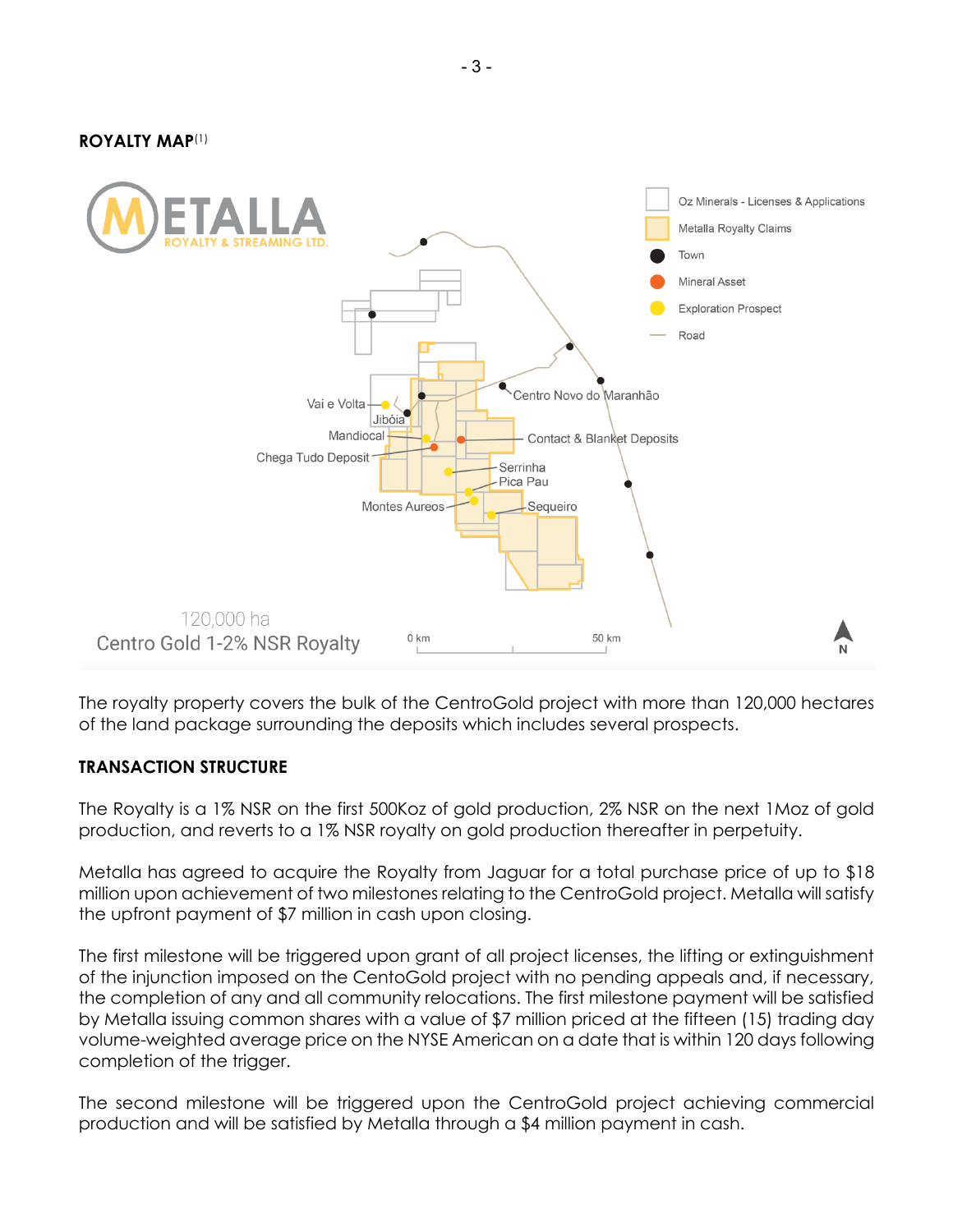**ROYALTY MAP**[1]

The royalty property covers the bulk of the CentroGold project with more than 120,000 hectares of the land package surrounding the deposits which includes several prospects.

**TRANSACTION STRUCTURE**

The Royalty is a 1% NSR on the first 500Koz of gold production, 2% NSR on the next 1Moz of gold production, and reverts to a 1% NSR royalty on gold production thereafter in perpetuity.

Metalla has agreed to acquire the Royalty from Jaguar for a total purchase price of up to $18 million upon achievement of two milestones relating to the CentroGold project. Metalla will satisfy the upfront payment of $7 million in cash upon closing.

The first milestone will be triggered upon grant of all project licenses, the lifting or extinguishment of the injunction imposed on the CentoGold project with no pending appeals and, if necessary, the completion of any and all community relocations. The first milestone payment will be satisfied by Metalla issuing common shares with a value of $7 million priced at the fifteen (15) trading day volume-weighted average price on the NYSE American on a date that is within 120 days following completion of the trigger.

The second milestone will be triggered upon the CentroGold project achieving commercial production and will be satisfied by Metalla through a $4 million payment in cash.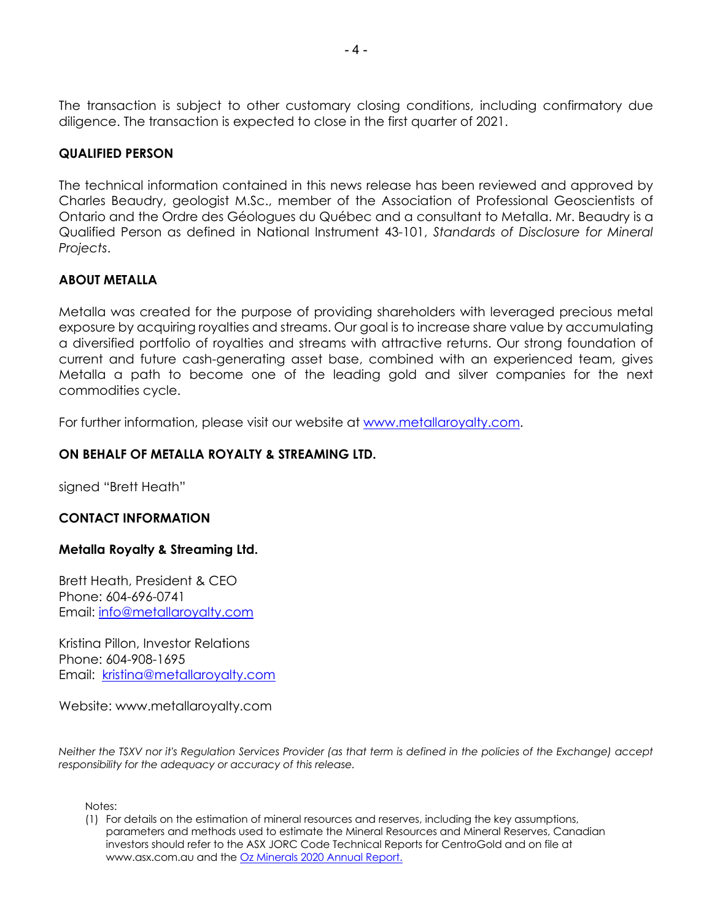The transaction is subject to other customary closing conditions, including confirmatory due diligence. The transaction is expected to close in the first quarter of 2021.

**QUALIFIED PERSON**

The technical information contained in this news release has been reviewed and approved by Charles Beaudry, geologist M.Sc., member of the Association of Professional Geoscientists of Ontario and the Ordre des Géologues du Québec and a consultant to Metalla. Mr. Beaudry is a Qualified Person as defined in National Instrument 43-101, *Standards of Disclosure for Mineral Projects*.

**ABOUT METALLA**

Metalla was created for the purpose of providing shareholders with leveraged precious metal exposure by acquiring royalties and streams. Our goal is to increase share value by accumulating a diversified portfolio of royalties and streams with attractive returns. Our strong foundation of current and future cash-generating asset base, combined with an experienced team, gives Metalla a path to become one of the leading gold and silver companies for the next commodities cycle.

For further information, please visit our website at [www.metallaroyalty.com](http://www.metallaroyalty.com).

**ON BEHALF OF METALLA ROYALTY & STREAMING LTD.**

signed "Brett Heath"

**CONTACT INFORMATION**

**Metalla Royalty & Streaming Ltd.**

Brett Heath, President & CEO
Phone: 604-696-0741
Email: [info@metallaroyalty.com](mailto:info@metallaroyalty.com)

Kristina Pillon, Investor Relations
Phone: 604-908-1695
Email: [kristina@metallaroyalty.com](mailto:kristina@metallaroyalty.com)

Website: www.metallaroyalty.com

*Neither the TSXV nor it's Regulation Services Provider (as that term is defined in the policies of the Exchange) accept responsibility for the adequacy or accuracy of this release.*

Notes:

(1) For details on the estimation of mineral resources and reserves, including the key assumptions, parameters and methods used to estimate the Mineral Resources and Mineral Reserves, Canadian investors should refer to the ASX JORC Code Technical Reports for CentroGold and on file at www.asx.com.au and the Oz Minerals 2020 Annual Report.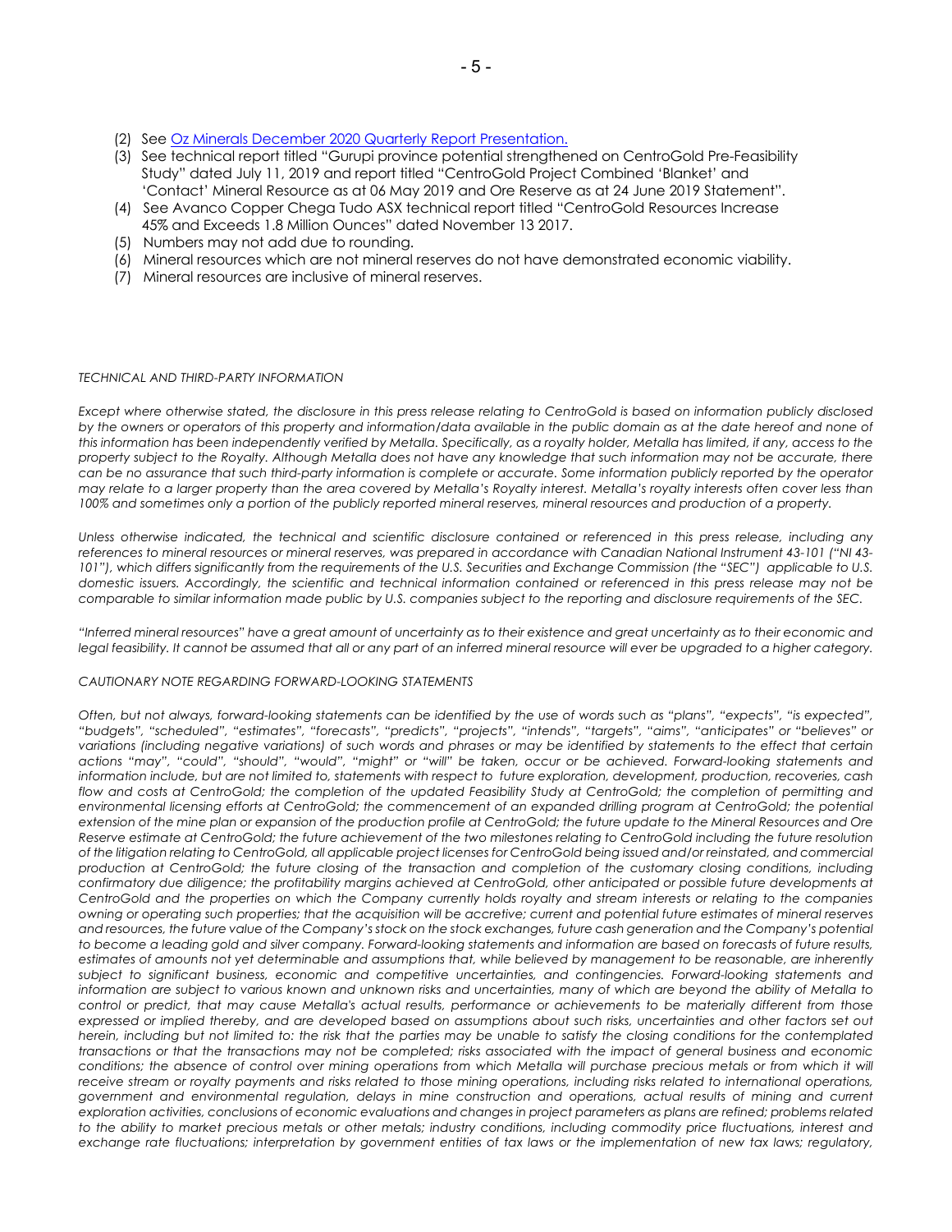(2) See [Oz Minerals December 2020 Quarterly Report Presentation.]()
(3) See technical report titled "Gurupi province potential strengthened on CentroGold Pre-Feasibility Study" dated July 11, 2019 and report titled "CentroGold Project Combined 'Blanket' and 'Contact' Mineral Resource as at 06 May 2019 and Ore Reserve as at 24 June 2019 Statement".
(4) See Avanco Copper Chega Tudo ASX technical report titled "CentroGold Resources Increase 45% and Exceeds 1.8 Million Ounces" dated November 13 2017.
(5) Numbers may not add due to rounding.
(6) Mineral resources which are not mineral reserves do not have demonstrated economic viability.
(7) Mineral resources are inclusive of mineral reserves.

*TECHNICAL AND THIRD-PARTY INFORMATION*

*Except where otherwise stated, the disclosure in this press release relating to CentroGold is based on information publicly disclosed by the owners or operators of this property and information/data available in the public domain as at the date hereof and none of this information has been independently verified by Metalla. Specifically, as a royalty holder, Metalla has limited, if any, access to the property subject to the Royalty. Although Metalla does not have any knowledge that such information may not be accurate, there can be no assurance that such third-party information is complete or accurate. Some information publicly reported by the operator may relate to a larger property than the area covered by Metalla's Royalty interest. Metalla's royalty interests often cover less than 100% and sometimes only a portion of the publicly reported mineral reserves, mineral resources and production of a property.*

*Unless otherwise indicated, the technical and scientific disclosure contained or referenced in this press release, including any references to mineral resources or mineral reserves, was prepared in accordance with Canadian National Instrument 43-101 ("NI 43-101"), which differs significantly from the requirements of the U.S. Securities and Exchange Commission (the "SEC") applicable to U.S. domestic issuers. Accordingly, the scientific and technical information contained or referenced in this press release may not be comparable to similar information made public by U.S. companies subject to the reporting and disclosure requirements of the SEC.*

*"Inferred mineral resources" have a great amount of uncertainty as to their existence and great uncertainty as to their economic and legal feasibility. It cannot be assumed that all or any part of an inferred mineral resource will ever be upgraded to a higher category.*

*CAUTIONARY NOTE REGARDING FORWARD-LOOKING STATEMENTS*

*Often, but not always, forward-looking statements can be identified by the use of words such as "plans", "expects", "is expected", "budgets", "scheduled", "estimates", "forecasts", "predicts", "projects", "intends", "targets", "aims", "anticipates" or "believes" or variations (including negative variations) of such words and phrases or may be identified by statements to the effect that certain actions "may", "could", "should", "would", "might" or "will" be taken, occur or be achieved. Forward-looking statements and information include, but are not limited to, statements with respect to future exploration, development, production, recoveries, cash flow and costs at CentroGold; the completion of the updated Feasibility Study at CentroGold; the completion of permitting and environmental licensing efforts at CentroGold; the commencement of an expanded drilling program at CentroGold; the potential extension of the mine plan or expansion of the production profile at CentroGold; the future update to the Mineral Resources and Ore Reserve estimate at CentroGold; the future achievement of the two milestones relating to CentroGold including the future resolution of the litigation relating to CentroGold, all applicable project licenses for CentroGold being issued and/or reinstated, and commercial production at CentroGold; the future closing of the transaction and completion of the customary closing conditions, including confirmatory due diligence; the profitability margins achieved at CentroGold, other anticipated or possible future developments at CentroGold and the properties on which the Company currently holds royalty and stream interests or relating to the companies owning or operating such properties; that the acquisition will be accretive; current and potential future estimates of mineral reserves and resources, the future value of the Company's stock on the stock exchanges, future cash generation and the Company's potential to become a leading gold and silver company. Forward-looking statements and information are based on forecasts of future results, estimates of amounts not yet determinable and assumptions that, while believed by management to be reasonable, are inherently subject to significant business, economic and competitive uncertainties, and contingencies. Forward-looking statements and information are subject to various known and unknown risks and uncertainties, many of which are beyond the ability of Metalla to control or predict, that may cause Metalla's actual results, performance or achievements to be materially different from those expressed or implied thereby, and are developed based on assumptions about such risks, uncertainties and other factors set out herein, including but not limited to: the risk that the parties may be unable to satisfy the closing conditions for the contemplated transactions or that the transactions may not be completed; risks associated with the impact of general business and economic conditions; the absence of control over mining operations from which Metalla will purchase precious metals or from which it will receive stream or royalty payments and risks related to those mining operations, including risks related to international operations, government and environmental regulation, delays in mine construction and operations, actual results of mining and current exploration activities, conclusions of economic evaluations and changes in project parameters as plans are refined; problems related to the ability to market precious metals or other metals; industry conditions, including commodity price fluctuations, interest and exchange rate fluctuations; interpretation by government entities of tax laws or the implementation of new tax laws; regulatory,*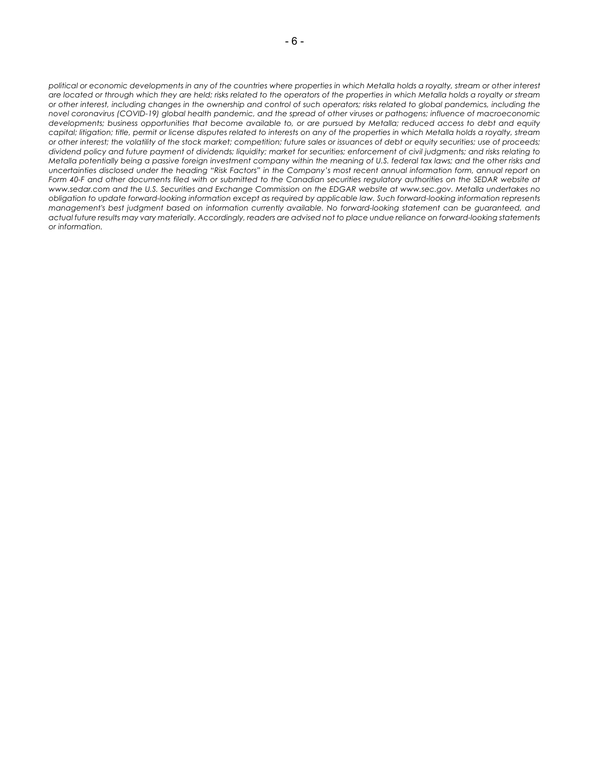*political or economic developments in any of the countries where properties in which Metalla holds a royalty, stream or other interest are located or through which they are held; risks related to the operators of the properties in which Metalla holds a royalty or stream or other interest, including changes in the ownership and control of such operators; risks related to global pandemics, including the novel coronavirus (COVID-19) global health pandemic, and the spread of other viruses or pathogens; influence of macroeconomic developments; business opportunities that become available to, or are pursued by Metalla; reduced access to debt and equity capital; litigation; title, permit or license disputes related to interests on any of the properties in which Metalla holds a royalty, stream or other interest; the volatility of the stock market; competition; future sales or issuances of debt or equity securities; use of proceeds; dividend policy and future payment of dividends; liquidity; market for securities; enforcement of civil judgments; and risks relating to Metalla potentially being a passive foreign investment company within the meaning of U.S. federal tax laws; and the other risks and uncertainties disclosed under the heading "Risk Factors" in the Company's most recent annual information form, annual report on Form 40-F and other documents filed with or submitted to the Canadian securities regulatory authorities on the SEDAR website at www.sedar.com and the U.S. Securities and Exchange Commission on the EDGAR website at www.sec.gov. Metalla undertakes no obligation to update forward-looking information except as required by applicable law. Such forward-looking information represents management's best judgment based on information currently available. No forward-looking statement can be guaranteed, and actual future results may vary materially. Accordingly, readers are advised not to place undue reliance on forward-looking statements or information.*